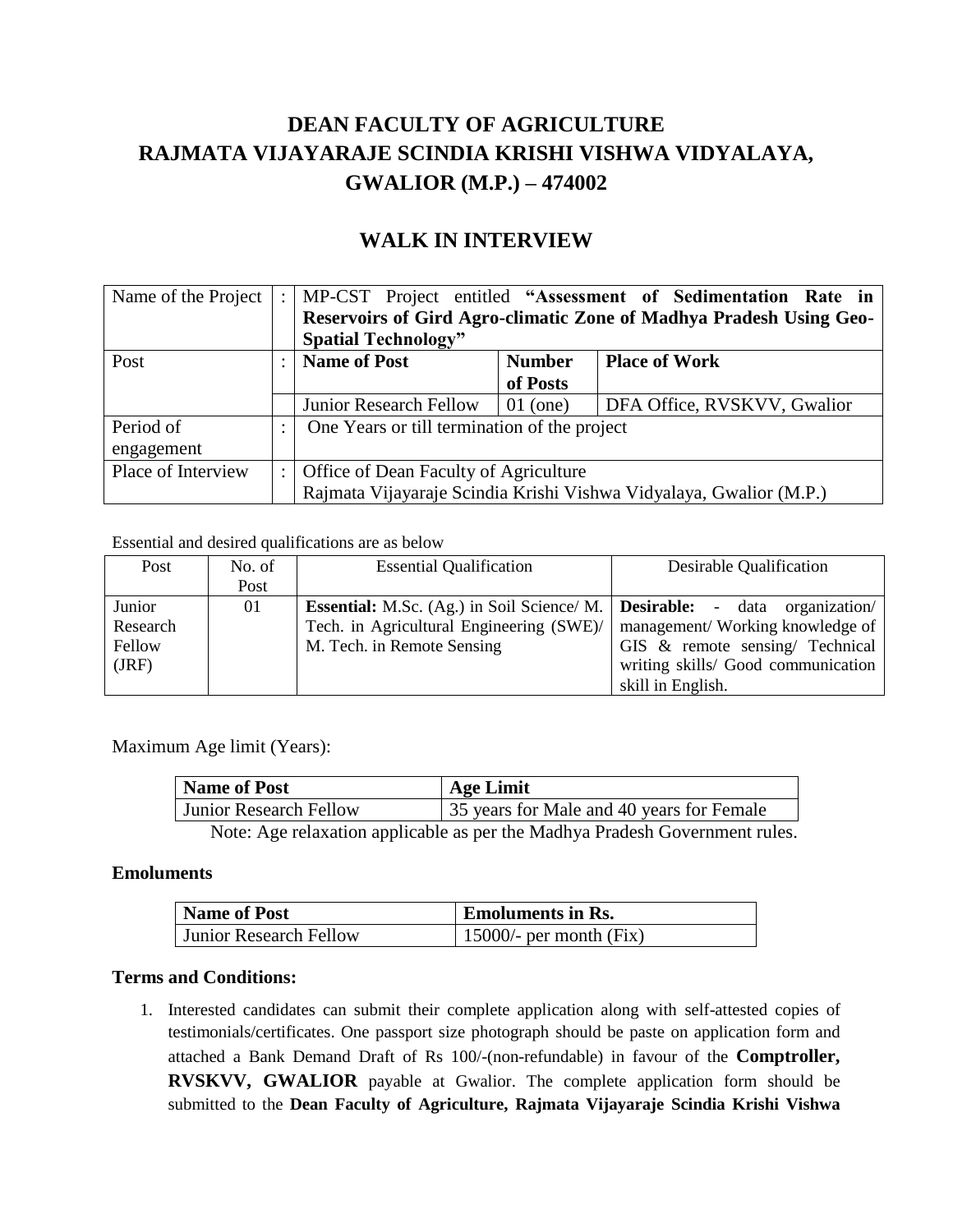# DEAN FACULTY OF AGRICULTURE
# RAJMATA VIJAYARAJE SCINDIA KRISHI VISHWA VIDYALAYA, GWALIOR (M.P.) – 474002

## WALK IN INTERVIEW

| Name of the Project | : | MP-CST Project entitled **"Assessment of Sedimentation Rate in Reservoirs of Gird Agro-climatic Zone of Madhya Pradesh Using Geo-Spatial Technology"** | | |
|---|---|---|---|---|
| Post | : | **Name of Post** | **Number of Posts** | **Place of Work** |
| | | Junior Research Fellow | 01 (one) | DFA Office, RVSKVV, Gwalior |
| Period of engagement | : | One Years or till termination of the project | | |
| Place of Interview | : | Office of Dean Faculty of Agriculture<br>Rajmata Vijayaraje Scindia Krishi Vishwa Vidyalaya, Gwalior (M.P.) | | |

Essential and desired qualifications are as below

| Post | No. of Post | Essential Qualification | Desirable Qualification |
|---|---|---|---|
| Junior Research Fellow (JRF) | 01 | **Essential:** M.Sc. (Ag.) in Soil Science/ M. Tech. in Agricultural Engineering (SWE)/ M. Tech. in Remote Sensing | **Desirable:** - data organization/ management/ Working knowledge of GIS & remote sensing/ Technical writing skills/ Good communication skill in English. |

Maximum Age limit (Years):

| Name of Post | Age Limit |
|---|---|
| Junior Research Fellow | 35 years for Male and 40 years for Female |

Note: Age relaxation applicable as per the Madhya Pradesh Government rules.

### Emoluments

| Name of Post | Emoluments in Rs. |
|---|---|
| Junior Research Fellow | 15000/- per month (Fix) |

### Terms and Conditions:

1. Interested candidates can submit their complete application along with self-attested copies of testimonials/certificates. One passport size photograph should be paste on application form and attached a Bank Demand Draft of Rs 100/-(non-refundable) in favour of the **Comptroller, RVSKVV, GWALIOR** payable at Gwalior. The complete application form should be submitted to the **Dean Faculty of Agriculture, Rajmata Vijayaraje Scindia Krishi Vishwa**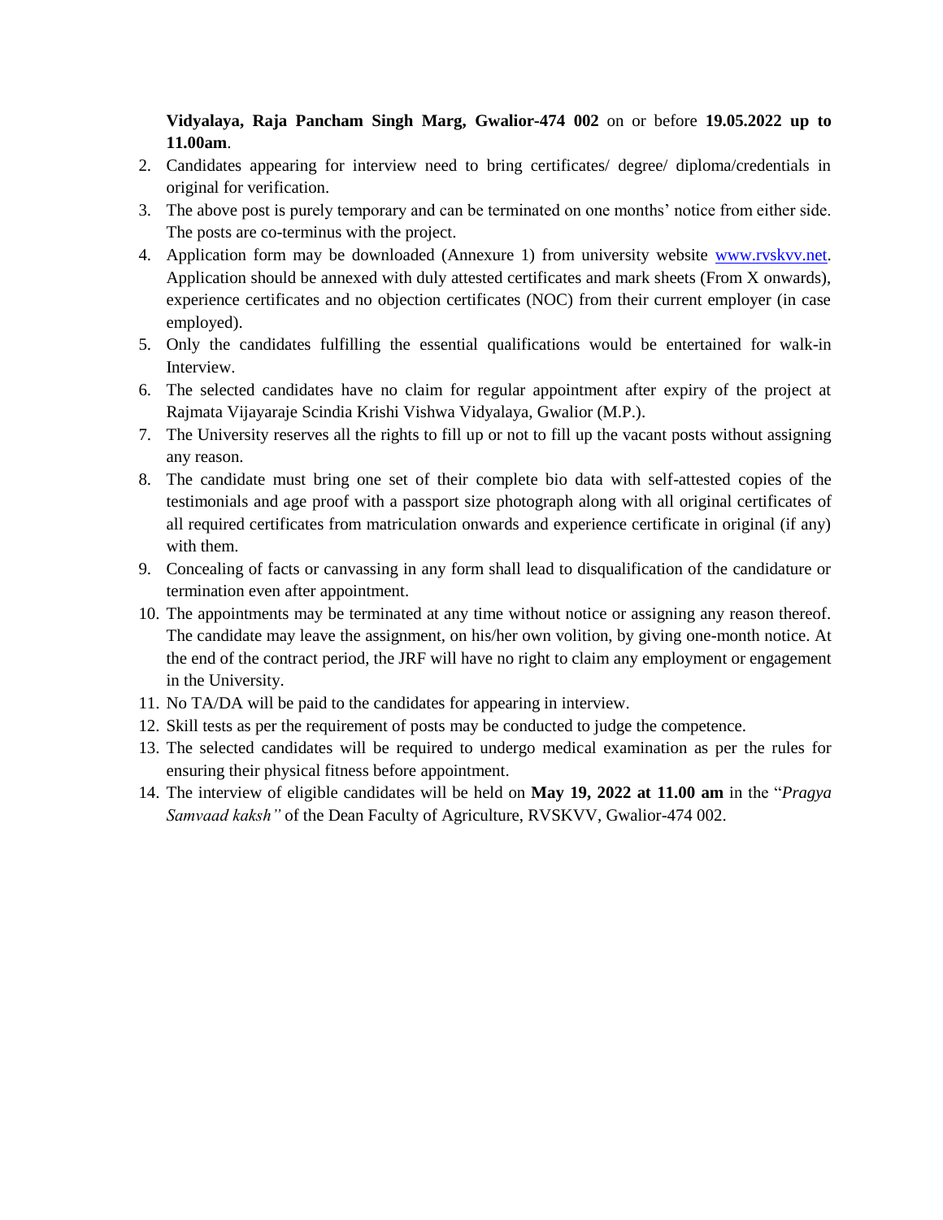**Vidyalaya, Raja Pancham Singh Marg, Gwalior-474 002** on or before **19.05.2022 up to 11.00am**.

2. Candidates appearing for interview need to bring certificates/ degree/ diploma/credentials in original for verification.
3. The above post is purely temporary and can be terminated on one months' notice from either side. The posts are co-terminus with the project.
4. Application form may be downloaded (Annexure 1) from university website [www.rvskvv.net](http://www.rvskvv.net). Application should be annexed with duly attested certificates and mark sheets (From X onwards), experience certificates and no objection certificates (NOC) from their current employer (in case employed).
5. Only the candidates fulfilling the essential qualifications would be entertained for walk-in Interview.
6. The selected candidates have no claim for regular appointment after expiry of the project at Rajmata Vijayaraje Scindia Krishi Vishwa Vidyalaya, Gwalior (M.P.).
7. The University reserves all the rights to fill up or not to fill up the vacant posts without assigning any reason.
8. The candidate must bring one set of their complete bio data with self-attested copies of the testimonials and age proof with a passport size photograph along with all original certificates of all required certificates from matriculation onwards and experience certificate in original (if any) with them.
9. Concealing of facts or canvassing in any form shall lead to disqualification of the candidature or termination even after appointment.
10. The appointments may be terminated at any time without notice or assigning any reason thereof. The candidate may leave the assignment, on his/her own volition, by giving one-month notice. At the end of the contract period, the JRF will have no right to claim any employment or engagement in the University.
11. No TA/DA will be paid to the candidates for appearing in interview.
12. Skill tests as per the requirement of posts may be conducted to judge the competence.
13. The selected candidates will be required to undergo medical examination as per the rules for ensuring their physical fitness before appointment.
14. The interview of eligible candidates will be held on **May 19, 2022 at 11.00 am** in the "*Pragya Samvaad kaksh"* of the Dean Faculty of Agriculture, RVSKVV, Gwalior-474 002.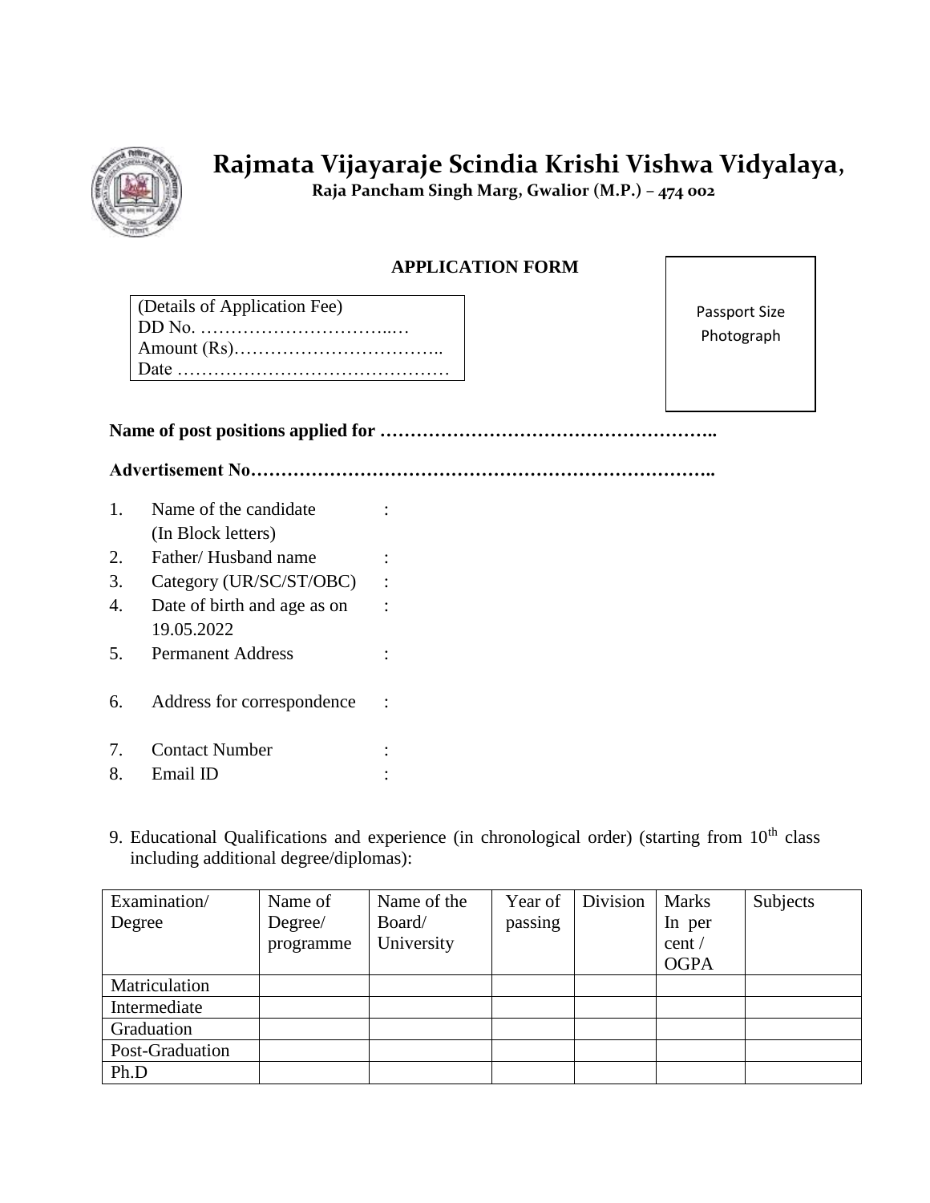# Rajmata Vijayaraje Scindia Krishi Vishwa Vidyalaya,

**Raja Pancham Singh Marg, Gwalior (M.P.) – 474 002**

## APPLICATION FORM

(Details of Application Fee)
DD No. …………………………..…
Amount (Rs)……………………………..
Date ………………………………………

Passport Size Photograph

**Name of post positions applied for ……………………………………………..**

**Advertisement No…………………………………………………………………..**

1. Name of the candidate (In Block letters) :
2. Father/ Husband name :
3. Category (UR/SC/ST/OBC) :
4. Date of birth and age as on 19.05.2022 :
5. Permanent Address :
6. Address for correspondence :
7. Contact Number :
8. Email ID :

9. Educational Qualifications and experience (in chronological order) (starting from 10th class including additional degree/diplomas):

| Examination/ Degree | Name of Degree/ programme | Name of the Board/ University | Year of passing | Division | Marks In per cent / OGPA | Subjects |
|---|---|---|---|---|---|---|
| Matriculation | | | | | | |
| Intermediate | | | | | | |
| Graduation | | | | | | |
| Post-Graduation | | | | | | |
| Ph.D | | | | | | |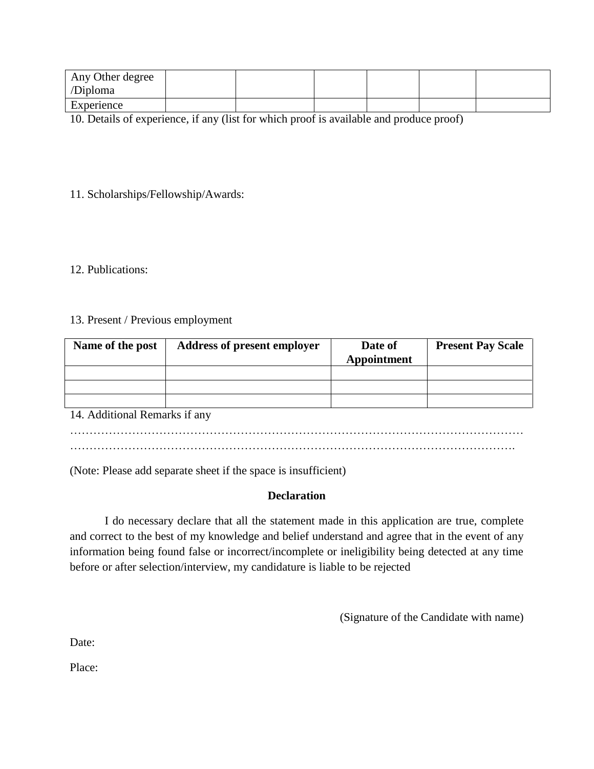| | | | | | | |
|---|---|---|---|---|---|---|
| Any Other degree /Diploma | | | | | | |
| Experience | | | | | | |

10. Details of experience, if any (list for which proof is available and produce proof)

11. Scholarships/Fellowship/Awards:

12. Publications:

13. Present / Previous employment

| **Name of the post** | **Address of present employer** | **Date of Appointment** | **Present Pay Scale** |
|---|---|---|---|
| | | | |
| | | | |
| | | | |

14. Additional Remarks if any

…………………………………………………………………………………………………………
……………………………………………………………………………………………………….

(Note: Please add separate sheet if the space is insufficient)

**Declaration**

I do necessary declare that all the statement made in this application are true, complete and correct to the best of my knowledge and belief understand and agree that in the event of any information being found false or incorrect/incomplete or ineligibility being detected at any time before or after selection/interview, my candidature is liable to be rejected

(Signature of the Candidate with name)

Date:

Place: